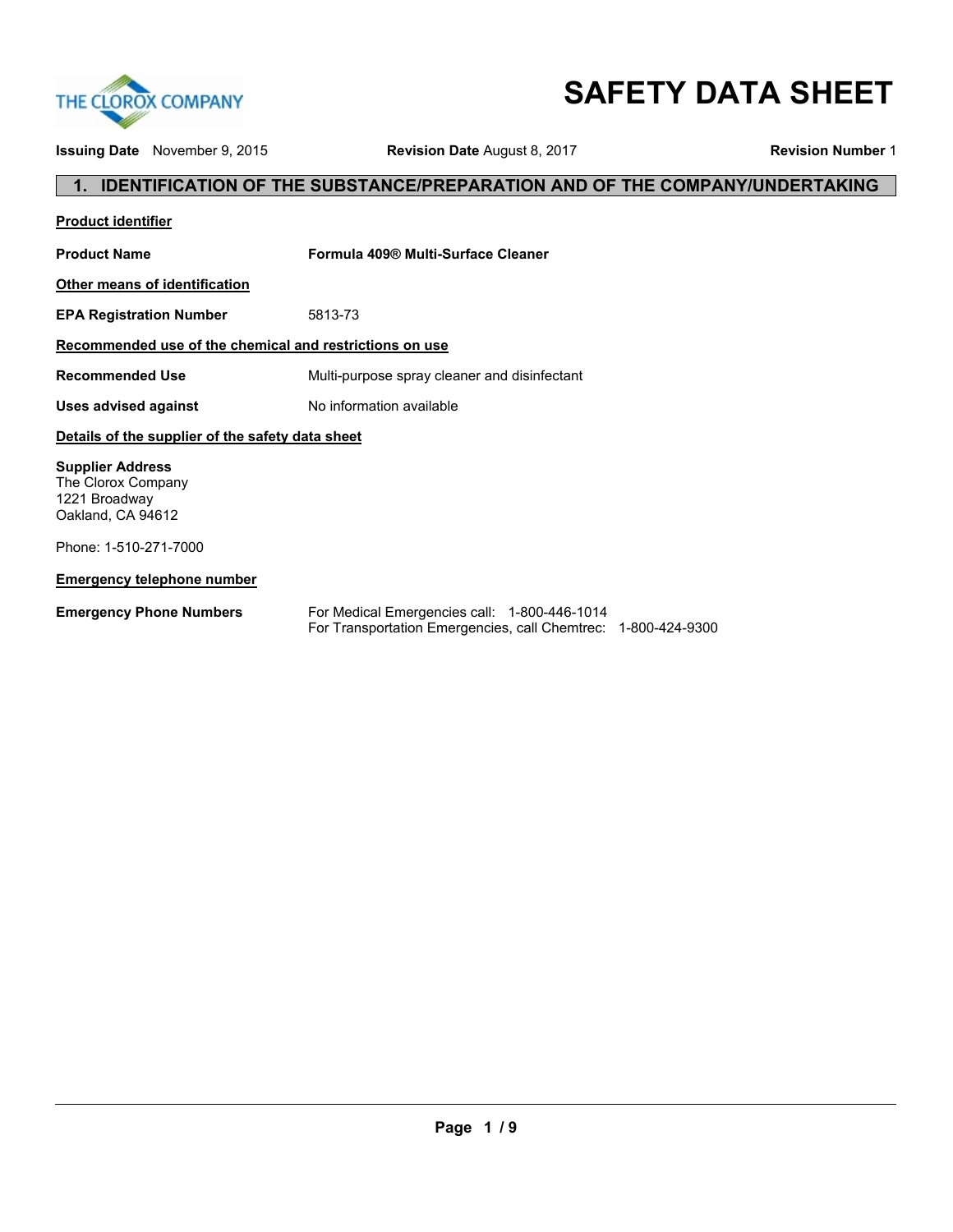THE CLOROX COMPANY

# SAFETY DATA SHEET

**Issuing Date** November 9, 2015 **Revision Date** August 8, 2017 **Revision Number** 1

## 1. IDENTIFICATION OF THE SUBSTANCE/PREPARATION AND OF THE COMPANY/UNDERTAKING

**Product identifier**

**Product Name** **Formula 409® Multi-Surface Cleaner**

**Other means of identification**

**EPA Registration Number** 5813-73

**Recommended use of the chemical and restrictions on use**

**Recommended Use** Multi-purpose spray cleaner and disinfectant

**Uses advised against** No information available

**Details of the supplier of the safety data sheet**

**Supplier Address**
The Clorox Company
1221 Broadway
Oakland, CA 94612

Phone: 1-510-271-7000

**Emergency telephone number**

**Emergency Phone Numbers** For Medical Emergencies call: 1-800-446-1014
For Transportation Emergencies, call Chemtrec: 1-800-424-9300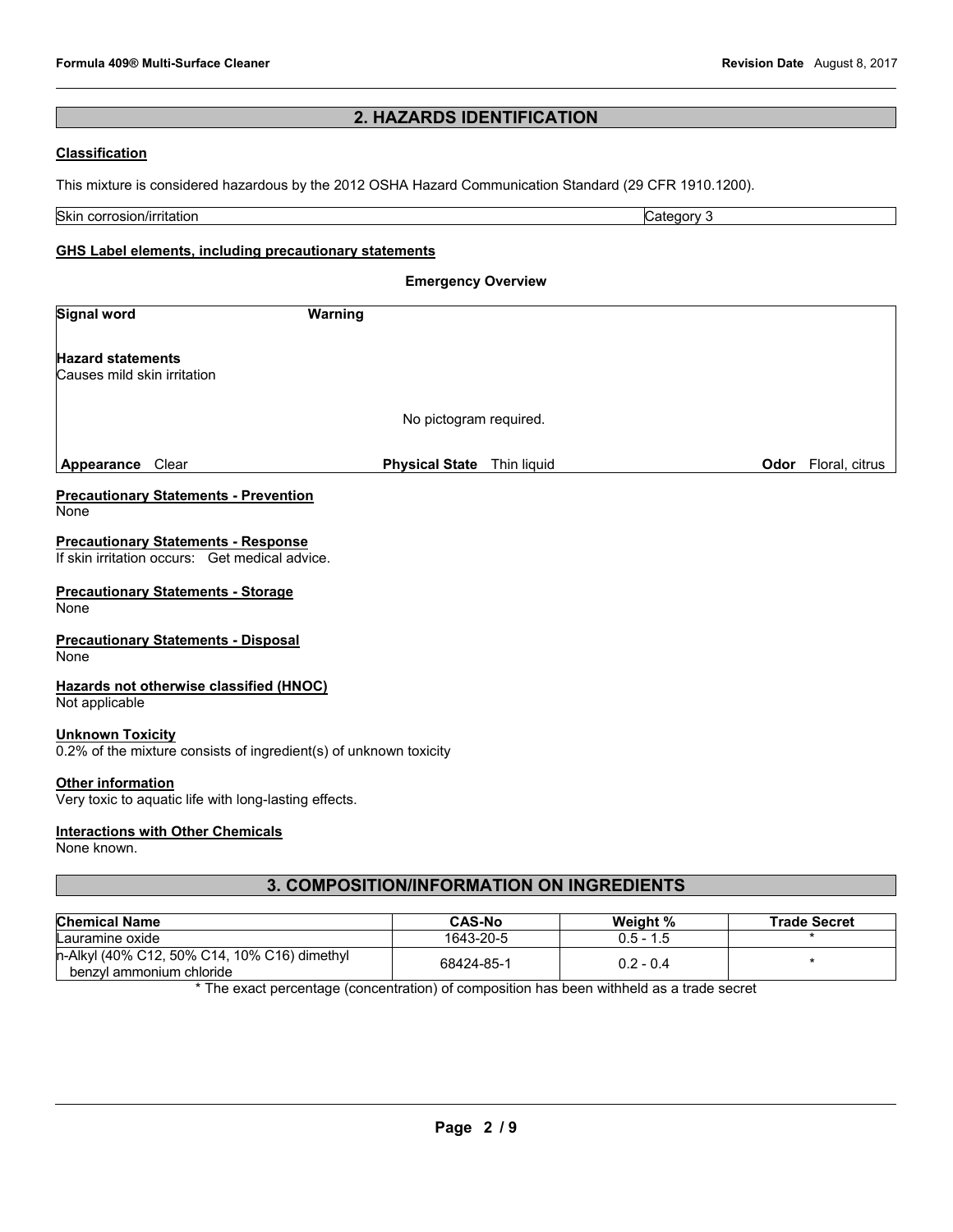## 2. HAZARDS IDENTIFICATION

**Classification**

This mixture is considered hazardous by the 2012 OSHA Hazard Communication Standard (29 CFR 1910.1200).

| Skin corrosion/irritation | Category 3 |
| --- | --- |

**GHS Label elements, including precautionary statements**

**Emergency Overview**

**Signal word** **Warning**

**Hazard statements**
Causes mild skin irritation

No pictogram required.

| **Appearance** Clear | **Physical State** Thin liquid | **Odor** Floral, citrus |
| --- | --- | --- |

**Precautionary Statements - Prevention**
None

**Precautionary Statements - Response**
If skin irritation occurs: Get medical advice.

**Precautionary Statements - Storage**
None

**Precautionary Statements - Disposal**
None

**Hazards not otherwise classified (HNOC)**
Not applicable

**Unknown Toxicity**
0.2% of the mixture consists of ingredient(s) of unknown toxicity

**Other information**
Very toxic to aquatic life with long-lasting effects.

**Interactions with Other Chemicals**
None known.

## 3. COMPOSITION/INFORMATION ON INGREDIENTS

| Chemical Name | CAS-No | Weight % | Trade Secret |
| --- | --- | --- | --- |
| Lauramine oxide | 1643-20-5 | 0.5 - 1.5 | * |
| n-Alkyl (40% C12, 50% C14, 10% C16) dimethyl benzyl ammonium chloride | 68424-85-1 | 0.2 - 0.4 | * |

* The exact percentage (concentration) of composition has been withheld as a trade secret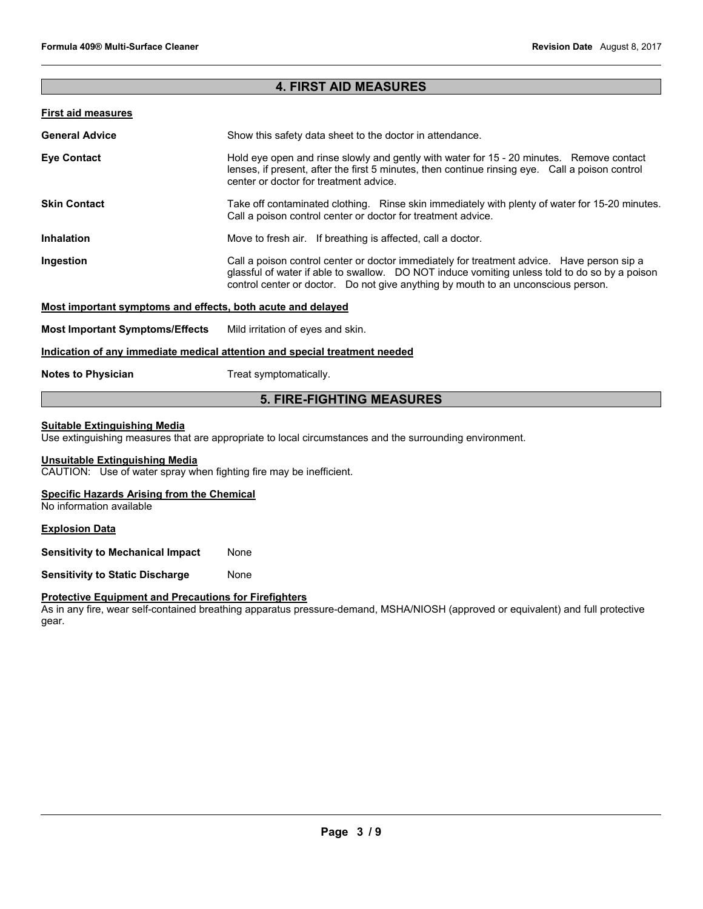## 4. FIRST AID MEASURES

**First aid measures**

**General Advice** Show this safety data sheet to the doctor in attendance.

**Eye Contact** Hold eye open and rinse slowly and gently with water for 15 - 20 minutes. Remove contact lenses, if present, after the first 5 minutes, then continue rinsing eye. Call a poison control center or doctor for treatment advice.

**Skin Contact** Take off contaminated clothing. Rinse skin immediately with plenty of water for 15-20 minutes. Call a poison control center or doctor for treatment advice.

**Inhalation** Move to fresh air. If breathing is affected, call a doctor.

**Ingestion** Call a poison control center or doctor immediately for treatment advice. Have person sip a glassful of water if able to swallow. DO NOT induce vomiting unless told to do so by a poison control center or doctor. Do not give anything by mouth to an unconscious person.

**Most important symptoms and effects, both acute and delayed**

**Most Important Symptoms/Effects** Mild irritation of eyes and skin.

**Indication of any immediate medical attention and special treatment needed**

**Notes to Physician** Treat symptomatically.

## 5. FIRE-FIGHTING MEASURES

**Suitable Extinguishing Media**

Use extinguishing measures that are appropriate to local circumstances and the surrounding environment.

**Unsuitable Extinguishing Media**

CAUTION: Use of water spray when fighting fire may be inefficient.

**Specific Hazards Arising from the Chemical**

No information available

**Explosion Data**

**Sensitivity to Mechanical Impact** None

**Sensitivity to Static Discharge** None

**Protective Equipment and Precautions for Firefighters**

As in any fire, wear self-contained breathing apparatus pressure-demand, MSHA/NIOSH (approved or equivalent) and full protective gear.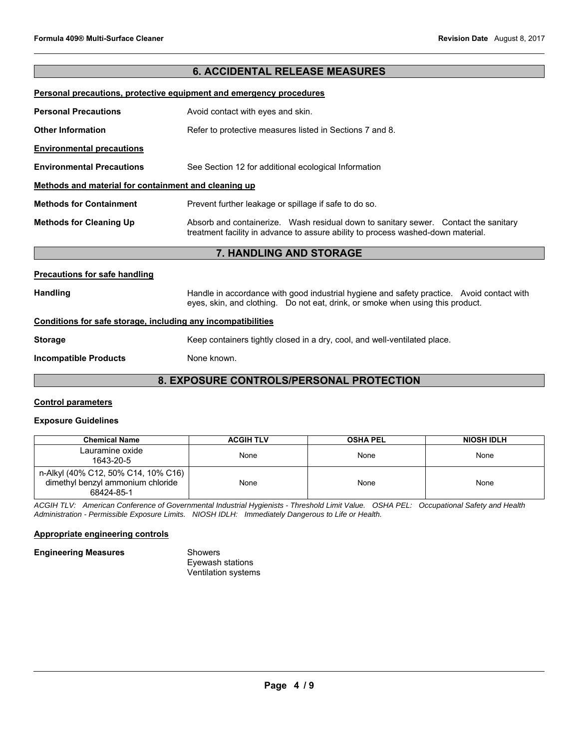## 6. ACCIDENTAL RELEASE MEASURES

**Personal precautions, protective equipment and emergency procedures**

**Personal Precautions** Avoid contact with eyes and skin.

**Other Information** Refer to protective measures listed in Sections 7 and 8.

**Environmental precautions**

**Environmental Precautions** See Section 12 for additional ecological Information

**Methods and material for containment and cleaning up**

**Methods for Containment** Prevent further leakage or spillage if safe to do so.

**Methods for Cleaning Up** Absorb and containerize. Wash residual down to sanitary sewer. Contact the sanitary treatment facility in advance to assure ability to process washed-down material.

## 7. HANDLING AND STORAGE

**Precautions for safe handling**

**Handling** Handle in accordance with good industrial hygiene and safety practice. Avoid contact with eyes, skin, and clothing. Do not eat, drink, or smoke when using this product.

**Conditions for safe storage, including any incompatibilities**

**Storage** Keep containers tightly closed in a dry, cool, and well-ventilated place.

**Incompatible Products** None known.

## 8. EXPOSURE CONTROLS/PERSONAL PROTECTION

**Control parameters**

**Exposure Guidelines**

| Chemical Name | ACGIH TLV | OSHA PEL | NIOSH IDLH |
|---|---|---|---|
| Lauramine oxide 1643-20-5 | None | None | None |
| n-Alkyl (40% C12, 50% C14, 10% C16) dimethyl benzyl ammonium chloride 68424-85-1 | None | None | None |

*ACGIH TLV: American Conference of Governmental Industrial Hygienists - Threshold Limit Value. OSHA PEL: Occupational Safety and Health Administration - Permissible Exposure Limits. NIOSH IDLH: Immediately Dangerous to Life or Health.*

**Appropriate engineering controls**

**Engineering Measures** Showers
Eyewash stations
Ventilation systems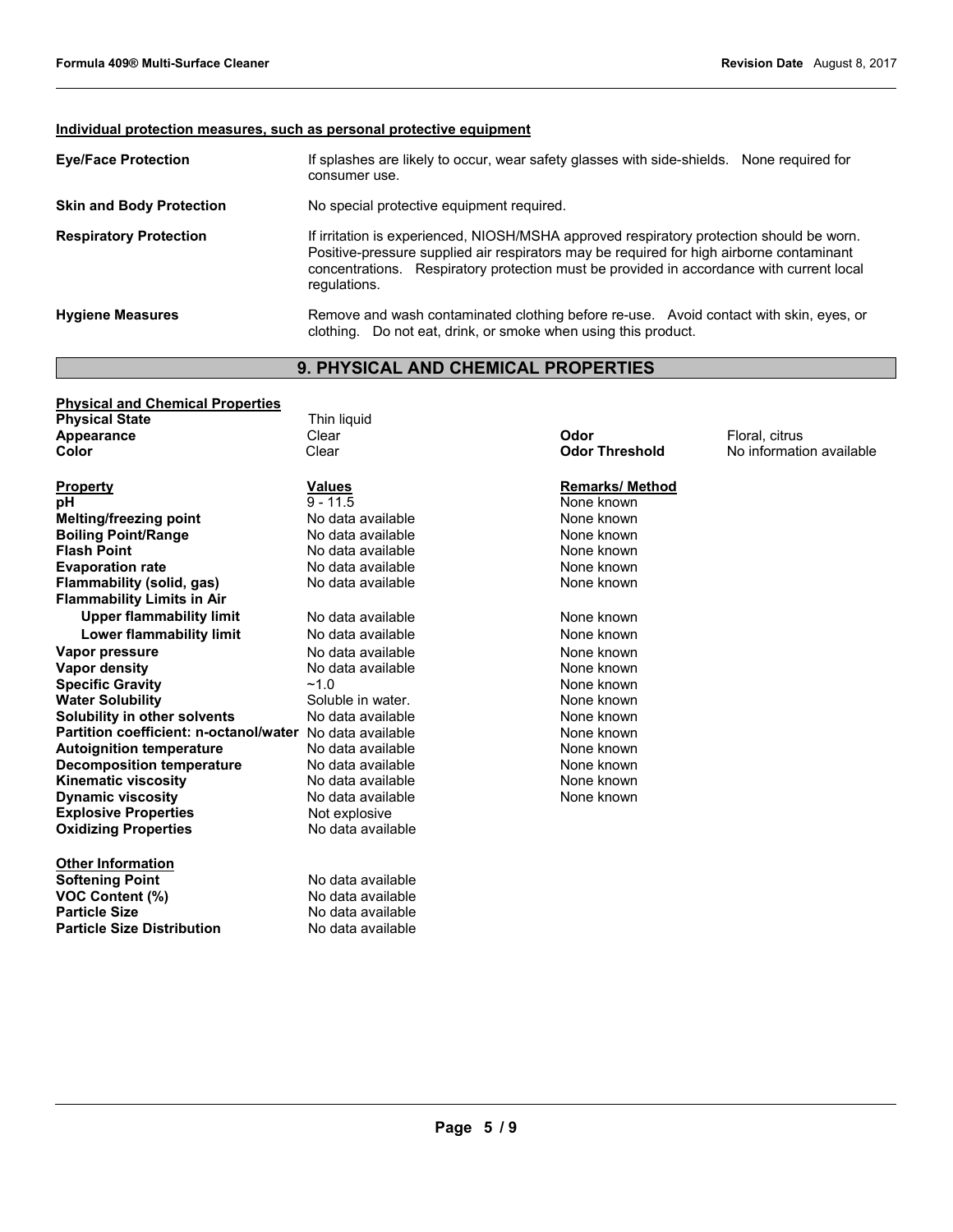**Individual protection measures, such as personal protective equipment**

| | |
|---|---|
| **Eye/Face Protection** | If splashes are likely to occur, wear safety glasses with side-shields. None required for consumer use. |
| **Skin and Body Protection** | No special protective equipment required. |
| **Respiratory Protection** | If irritation is experienced, NIOSH/MSHA approved respiratory protection should be worn. Positive-pressure supplied air respirators may be required for high airborne contaminant concentrations. Respiratory protection must be provided in accordance with current local regulations. |
| **Hygiene Measures** | Remove and wash contaminated clothing before re-use. Avoid contact with skin, eyes, or clothing. Do not eat, drink, or smoke when using this product. |

## 9. PHYSICAL AND CHEMICAL PROPERTIES

**Physical and Chemical Properties**

| | | | |
|---|---|---|---|
| **Physical State** | Thin liquid | | |
| **Appearance** | Clear | **Odor** | Floral, citrus |
| **Color** | Clear | **Odor Threshold** | No information available |

| **Property** | **Values** | **Remarks/ Method** |
|---|---|---|
| **pH** | 9 - 11.5 | None known |
| **Melting/freezing point** | No data available | None known |
| **Boiling Point/Range** | No data available | None known |
| **Flash Point** | No data available | None known |
| **Evaporation rate** | No data available | None known |
| **Flammability (solid, gas)** | No data available | None known |
| **Flammability Limits in Air** | | |
| **Upper flammability limit** | No data available | None known |
| **Lower flammability limit** | No data available | None known |
| **Vapor pressure** | No data available | None known |
| **Vapor density** | No data available | None known |
| **Specific Gravity** | ~1.0 | None known |
| **Water Solubility** | Soluble in water. | None known |
| **Solubility in other solvents** | No data available | None known |
| **Partition coefficient: n-octanol/water** | No data available | None known |
| **Autoignition temperature** | No data available | None known |
| **Decomposition temperature** | No data available | None known |
| **Kinematic viscosity** | No data available | None known |
| **Dynamic viscosity** | No data available | None known |
| **Explosive Properties** | Not explosive | |
| **Oxidizing Properties** | No data available | |

**Other Information**

| | |
|---|---|
| **Softening Point** | No data available |
| **VOC Content (%)** | No data available |
| **Particle Size** | No data available |
| **Particle Size Distribution** | No data available |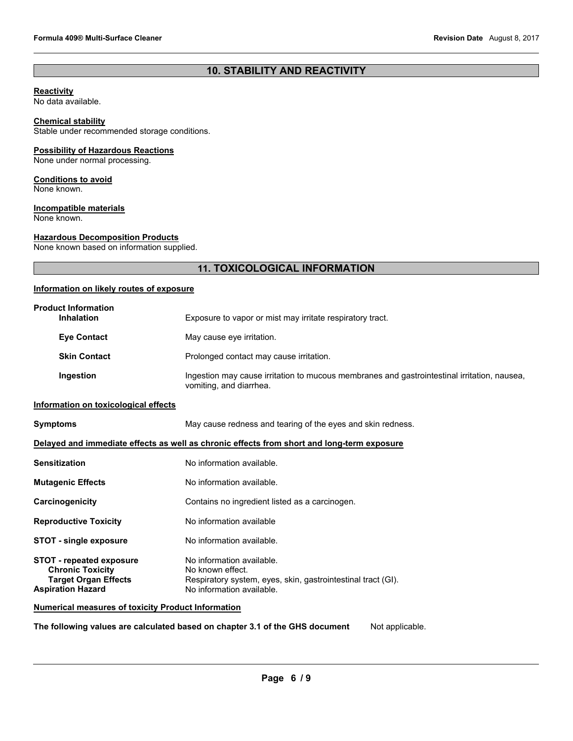## 10. STABILITY AND REACTIVITY

**Reactivity**
No data available.

**Chemical stability**
Stable under recommended storage conditions.

**Possibility of Hazardous Reactions**
None under normal processing.

**Conditions to avoid**
None known.

**Incompatible materials**
None known.

**Hazardous Decomposition Products**
None known based on information supplied.

## 11. TOXICOLOGICAL INFORMATION

**Information on likely routes of exposure**

**Product Information**

| | |
|---|---|
| **Inhalation** | Exposure to vapor or mist may irritate respiratory tract. |
| **Eye Contact** | May cause eye irritation. |
| **Skin Contact** | Prolonged contact may cause irritation. |
| **Ingestion** | Ingestion may cause irritation to mucous membranes and gastrointestinal irritation, nausea, vomiting, and diarrhea. |

**Information on toxicological effects**

| | |
|---|---|
| **Symptoms** | May cause redness and tearing of the eyes and skin redness. |

**Delayed and immediate effects as well as chronic effects from short and long-term exposure**

| | |
|---|---|
| **Sensitization** | No information available. |
| **Mutagenic Effects** | No information available. |
| **Carcinogenicity** | Contains no ingredient listed as a carcinogen. |
| **Reproductive Toxicity** | No information available |
| **STOT - single exposure** | No information available. |
| **STOT - repeated exposure** | No information available. |
| **Chronic Toxicity** | No known effect. |
| **Target Organ Effects** | Respiratory system, eyes, skin, gastrointestinal tract (GI). |
| **Aspiration Hazard** | No information available. |

**Numerical measures of toxicity Product Information**

**The following values are calculated based on chapter 3.1 of the GHS document** Not applicable.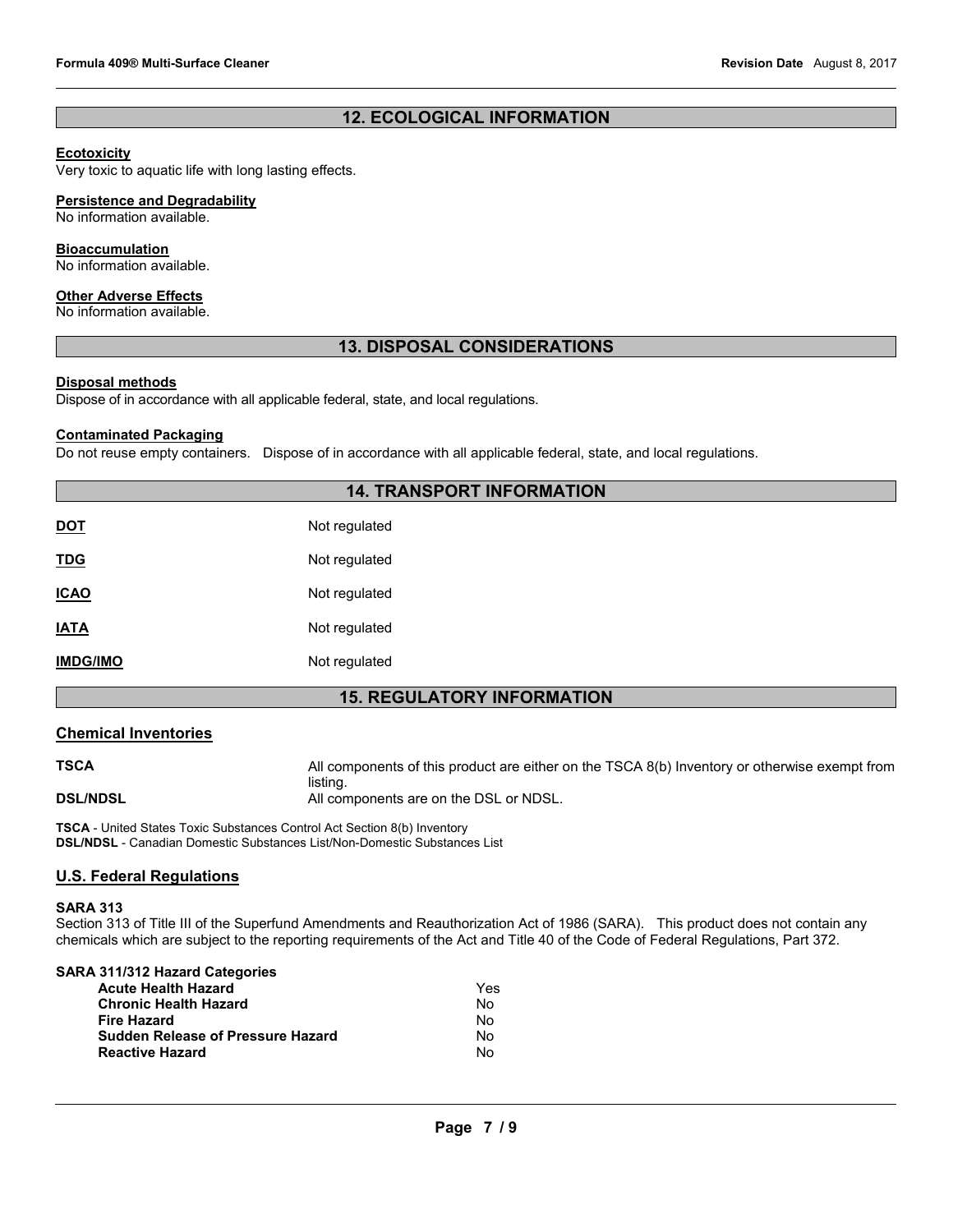## 12. ECOLOGICAL INFORMATION

**Ecotoxicity**
Very toxic to aquatic life with long lasting effects.

**Persistence and Degradability**
No information available.

**Bioaccumulation**
No information available.

**Other Adverse Effects**
No information available.

## 13. DISPOSAL CONSIDERATIONS

**Disposal methods**
Dispose of in accordance with all applicable federal, state, and local regulations.

**Contaminated Packaging**
Do not reuse empty containers. Dispose of in accordance with all applicable federal, state, and local regulations.

## 14. TRANSPORT INFORMATION

| | |
|---|---|
| **DOT** | Not regulated |
| **TDG** | Not regulated |
| **ICAO** | Not regulated |
| **IATA** | Not regulated |
| **IMDG/IMO** | Not regulated |

## 15. REGULATORY INFORMATION

### Chemical Inventories

| | |
|---|---|
| **TSCA** | All components of this product are either on the TSCA 8(b) Inventory or otherwise exempt from listing. |
| **DSL/NDSL** | All components are on the DSL or NDSL. |

**TSCA** - United States Toxic Substances Control Act Section 8(b) Inventory
**DSL/NDSL** - Canadian Domestic Substances List/Non-Domestic Substances List

### U.S. Federal Regulations

**SARA 313**
Section 313 of Title III of the Superfund Amendments and Reauthorization Act of 1986 (SARA). This product does not contain any chemicals which are subject to the reporting requirements of the Act and Title 40 of the Code of Federal Regulations, Part 372.

**SARA 311/312 Hazard Categories**

| | |
|---|---|
| **Acute Health Hazard** | Yes |
| **Chronic Health Hazard** | No |
| **Fire Hazard** | No |
| **Sudden Release of Pressure Hazard** | No |
| **Reactive Hazard** | No |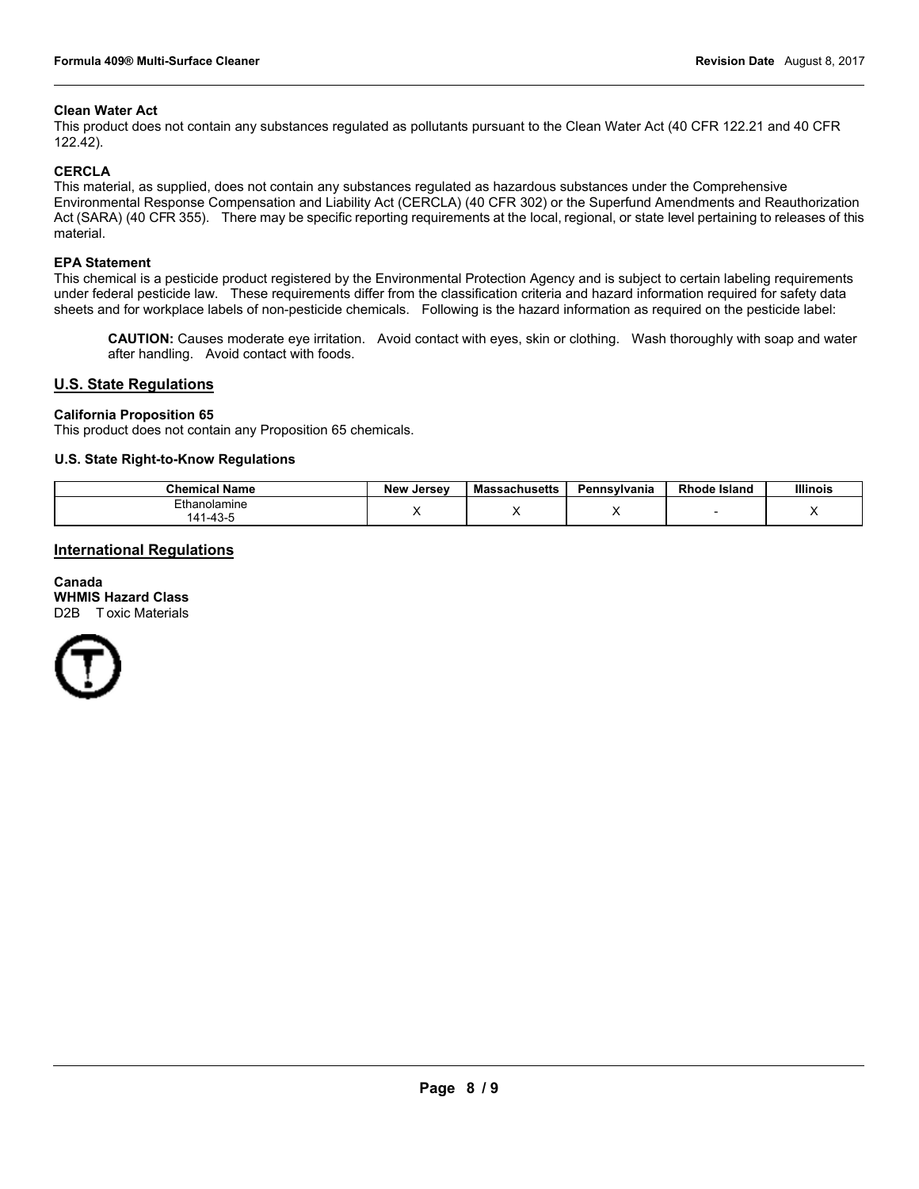**Clean Water Act**

This product does not contain any substances regulated as pollutants pursuant to the Clean Water Act (40 CFR 122.21 and 40 CFR 122.42).

**CERCLA**

This material, as supplied, does not contain any substances regulated as hazardous substances under the Comprehensive Environmental Response Compensation and Liability Act (CERCLA) (40 CFR 302) or the Superfund Amendments and Reauthorization Act (SARA) (40 CFR 355). There may be specific reporting requirements at the local, regional, or state level pertaining to releases of this material.

**EPA Statement**

This chemical is a pesticide product registered by the Environmental Protection Agency and is subject to certain labeling requirements under federal pesticide law. These requirements differ from the classification criteria and hazard information required for safety data sheets and for workplace labels of non-pesticide chemicals. Following is the hazard information as required on the pesticide label:

> **CAUTION:** Causes moderate eye irritation. Avoid contact with eyes, skin or clothing. Wash thoroughly with soap and water after handling. Avoid contact with foods.

## U.S. State Regulations

**California Proposition 65**

This product does not contain any Proposition 65 chemicals.

**U.S. State Right-to-Know Regulations**

| Chemical Name | New Jersey | Massachusetts | Pennsylvania | Rhode Island | Illinois |
|---|---|---|---|---|---|
| Ethanolamine 141-43-5 | X | X | X | - | X |

## International Regulations

**Canada**

**WHMIS Hazard Class**

D2B Toxic Materials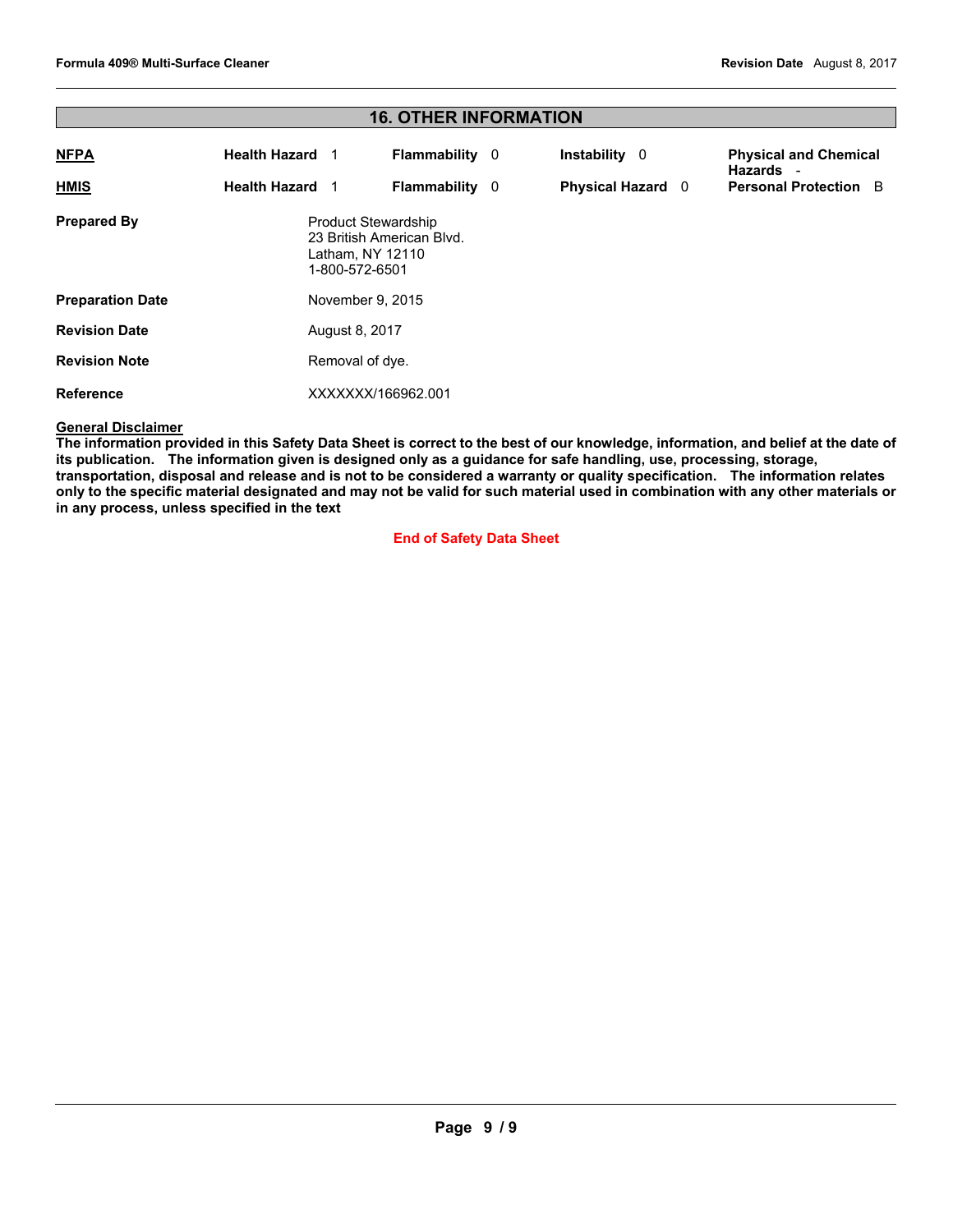## 16. OTHER INFORMATION

| | | | | |
|---|---|---|---|---|
| **NFPA** | **Health Hazard** 1 | **Flammability** 0 | **Instability** 0 | **Physical and Chemical Hazards** - |
| **HMIS** | **Health Hazard** 1 | **Flammability** 0 | **Physical Hazard** 0 | **Personal Protection** B |

**Prepared By**
Product Stewardship
23 British American Blvd.
Latham, NY 12110
1-800-572-6501

**Preparation Date** November 9, 2015

**Revision Date** August 8, 2017

**Revision Note** Removal of dye.

**Reference** XXXXXXX/166962.001

**General Disclaimer**

**The information provided in this Safety Data Sheet is correct to the best of our knowledge, information, and belief at the date of its publication. The information given is designed only as a guidance for safe handling, use, processing, storage, transportation, disposal and release and is not to be considered a warranty or quality specification. The information relates only to the specific material designated and may not be valid for such material used in combination with any other materials or in any process, unless specified in the text**

**End of Safety Data Sheet**